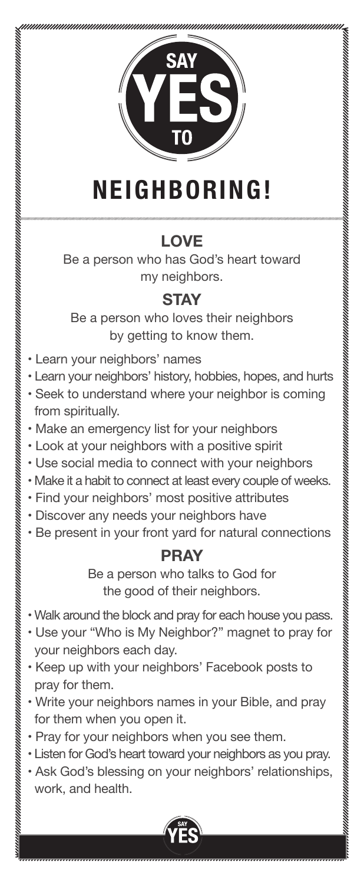# SAY YES TO NEIGHBORING!

## LOVE

Be a person who has God's heart toward my neighbors.

## STAY

Be a person who loves their neighbors by getting to know them.

- Learn your neighbors' names
- Learn your neighbors' history, hobbies, hopes, and hurts
- Seek to understand where your neighbor is coming from spiritually.
- Make an emergency list for your neighbors
- Look at your neighbors with a positive spirit
- Use social media to connect with your neighbors
- Make it a habit to connect at least every couple of weeks.
- Find your neighbors' most positive attributes
- Discover any needs your neighbors have
- Be present in your front yard for natural connections

## PRAY

Be a person who talks to God for the good of their neighbors.

- Walk around the block and pray for each house you pass.
- Use your "Who is My Neighbor?" magnet to pray for your neighbors each day.
- Keep up with your neighbors' Facebook posts to pray for them.
- Write your neighbors names in your Bible, and pray for them when you open it.
- Pray for your neighbors when you see them.
- Listen for God's heart toward your neighbors as you pray.
- Ask God's blessing on your neighbors' relationships, work, and health.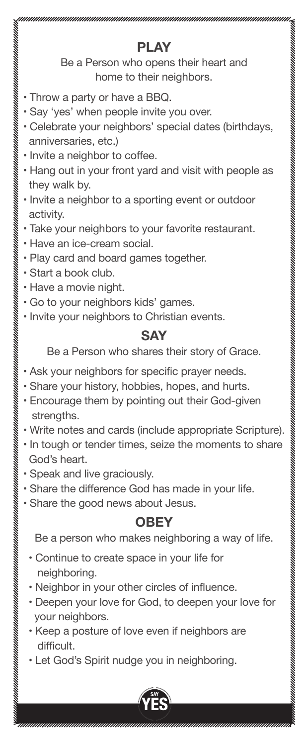## PLAY

Be a Person who opens their heart and home to their neighbors.

- Throw a party or have a BBQ.
- Say 'yes' when people invite you over.
- Celebrate your neighbors' special dates (birthdays, anniversaries, etc.)
- Invite a neighbor to coffee.
- Hang out in your front yard and visit with people as they walk by.
- Invite a neighbor to a sporting event or outdoor activity.
- Take your neighbors to your favorite restaurant.
- Have an ice-cream social.
- Play card and board games together.
- Start a book club.
- Have a movie night.
- Go to your neighbors kids' games.
- Invite your neighbors to Christian events.

## SAY

Be a Person who shares their story of Grace.

- Ask your neighbors for specific prayer needs.
- Share your history, hobbies, hopes, and hurts.
- Encourage them by pointing out their God-given strengths.
- Write notes and cards (include appropriate Scripture).
- In tough or tender times, seize the moments to share God's heart.
- Speak and live graciously.
- Share the difference God has made in your life.
- Share the good news about Jesus.

## OBEY

Be a person who makes neighboring a way of life.

- Continue to create space in your life for neighboring.
- Neighbor in your other circles of influence.
- Deepen your love for God, to deepen your love for your neighbors.
- Keep a posture of love even if neighbors are difficult.
- Let God's Spirit nudge you in neighboring.

SAY YES